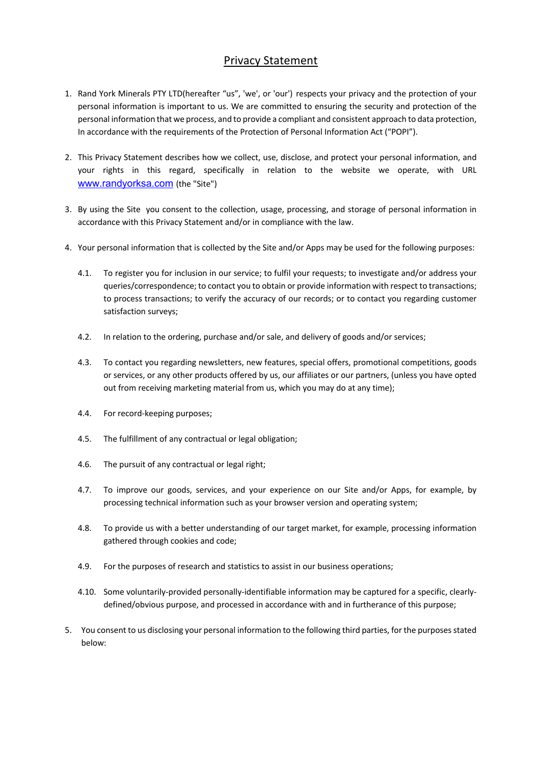# Privacy Statement

1. Rand York Minerals PTY LTD(hereafter "us", 'we', or 'our') respects your privacy and the protection of your personal information is important to us. We are committed to ensuring the security and protection of the personal information that we process, and to provide a compliant and consistent approach to data protection, In accordance with the requirements of the Protection of Personal Information Act ("POPI").

2. This Privacy Statement describes how we collect, use, disclose, and protect your personal information, and your rights in this regard, specifically in relation to the website we operate, with URL www.randyorksa.com (the "Site")

3. By using the Site you consent to the collection, usage, processing, and storage of personal information in accordance with this Privacy Statement and/or in compliance with the law.

4. Your personal information that is collected by the Site and/or Apps may be used for the following purposes:

   4.1. To register you for inclusion in our service; to fulfil your requests; to investigate and/or address your queries/correspondence; to contact you to obtain or provide information with respect to transactions; to process transactions; to verify the accuracy of our records; or to contact you regarding customer satisfaction surveys;

   4.2. In relation to the ordering, purchase and/or sale, and delivery of goods and/or services;

   4.3. To contact you regarding newsletters, new features, special offers, promotional competitions, goods or services, or any other products offered by us, our affiliates or our partners, (unless you have opted out from receiving marketing material from us, which you may do at any time);

   4.4. For record-keeping purposes;

   4.5. The fulfillment of any contractual or legal obligation;

   4.6. The pursuit of any contractual or legal right;

   4.7. To improve our goods, services, and your experience on our Site and/or Apps, for example, by processing technical information such as your browser version and operating system;

   4.8. To provide us with a better understanding of our target market, for example, processing information gathered through cookies and code;

   4.9. For the purposes of research and statistics to assist in our business operations;

   4.10. Some voluntarily-provided personally-identifiable information may be captured for a specific, clearly-defined/obvious purpose, and processed in accordance with and in furtherance of this purpose;

5. You consent to us disclosing your personal information to the following third parties, for the purposes stated below: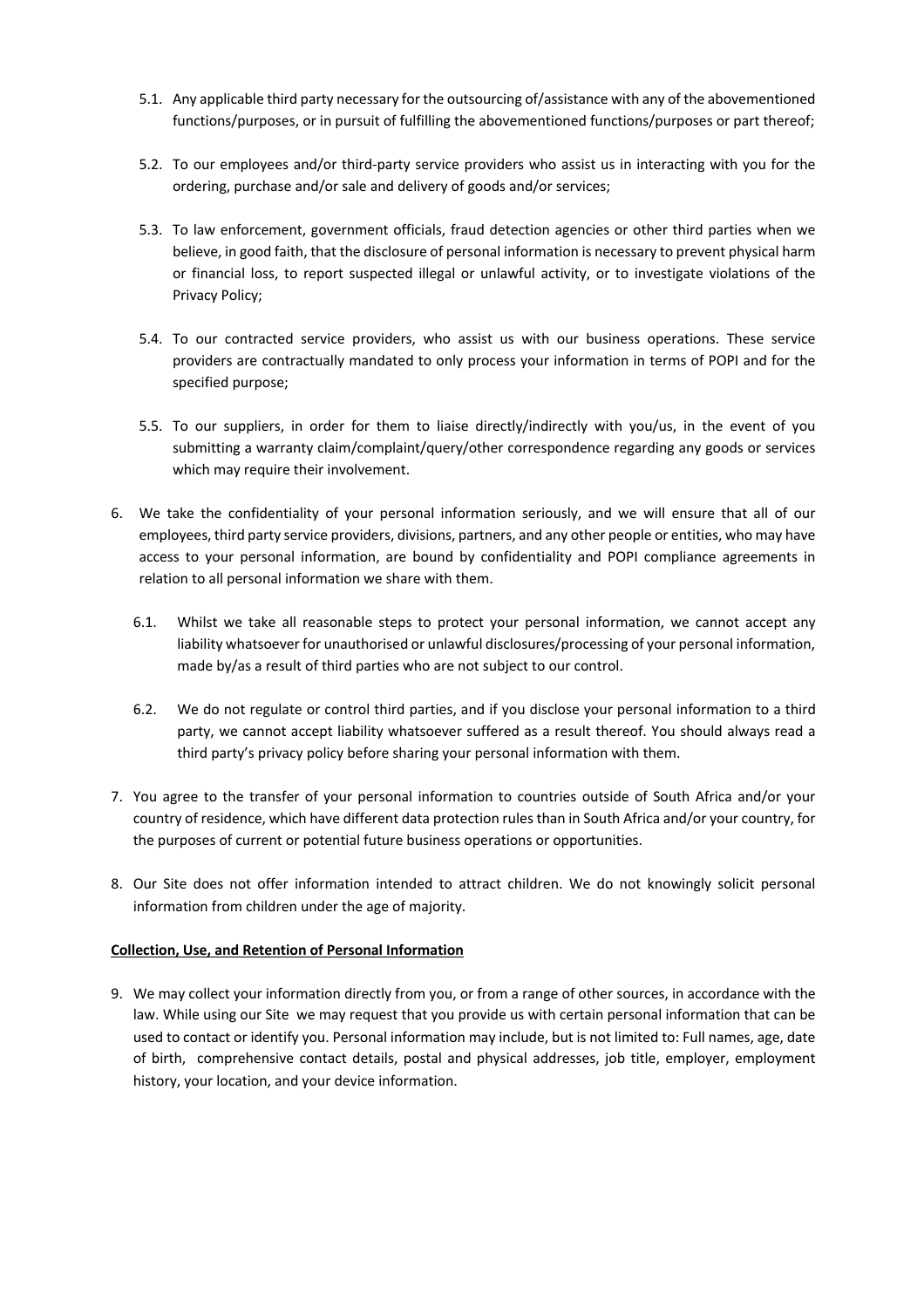5.1. Any applicable third party necessary for the outsourcing of/assistance with any of the abovementioned functions/purposes, or in pursuit of fulfilling the abovementioned functions/purposes or part thereof;

5.2. To our employees and/or third-party service providers who assist us in interacting with you for the ordering, purchase and/or sale and delivery of goods and/or services;

5.3. To law enforcement, government officials, fraud detection agencies or other third parties when we believe, in good faith, that the disclosure of personal information is necessary to prevent physical harm or financial loss, to report suspected illegal or unlawful activity, or to investigate violations of the Privacy Policy;

5.4. To our contracted service providers, who assist us with our business operations. These service providers are contractually mandated to only process your information in terms of POPI and for the specified purpose;

5.5. To our suppliers, in order for them to liaise directly/indirectly with you/us, in the event of you submitting a warranty claim/complaint/query/other correspondence regarding any goods or services which may require their involvement.

6. We take the confidentiality of your personal information seriously, and we will ensure that all of our employees, third party service providers, divisions, partners, and any other people or entities, who may have access to your personal information, are bound by confidentiality and POPI compliance agreements in relation to all personal information we share with them.

   6.1. Whilst we take all reasonable steps to protect your personal information, we cannot accept any liability whatsoever for unauthorised or unlawful disclosures/processing of your personal information, made by/as a result of third parties who are not subject to our control.

   6.2. We do not regulate or control third parties, and if you disclose your personal information to a third party, we cannot accept liability whatsoever suffered as a result thereof. You should always read a third party's privacy policy before sharing your personal information with them.

7. You agree to the transfer of your personal information to countries outside of South Africa and/or your country of residence, which have different data protection rules than in South Africa and/or your country, for the purposes of current or potential future business operations or opportunities.

8. Our Site does not offer information intended to attract children. We do not knowingly solicit personal information from children under the age of majority.

**Collection, Use, and Retention of Personal Information**

9. We may collect your information directly from you, or from a range of other sources, in accordance with the law. While using our Site we may request that you provide us with certain personal information that can be used to contact or identify you. Personal information may include, but is not limited to: Full names, age, date of birth, comprehensive contact details, postal and physical addresses, job title, employer, employment history, your location, and your device information.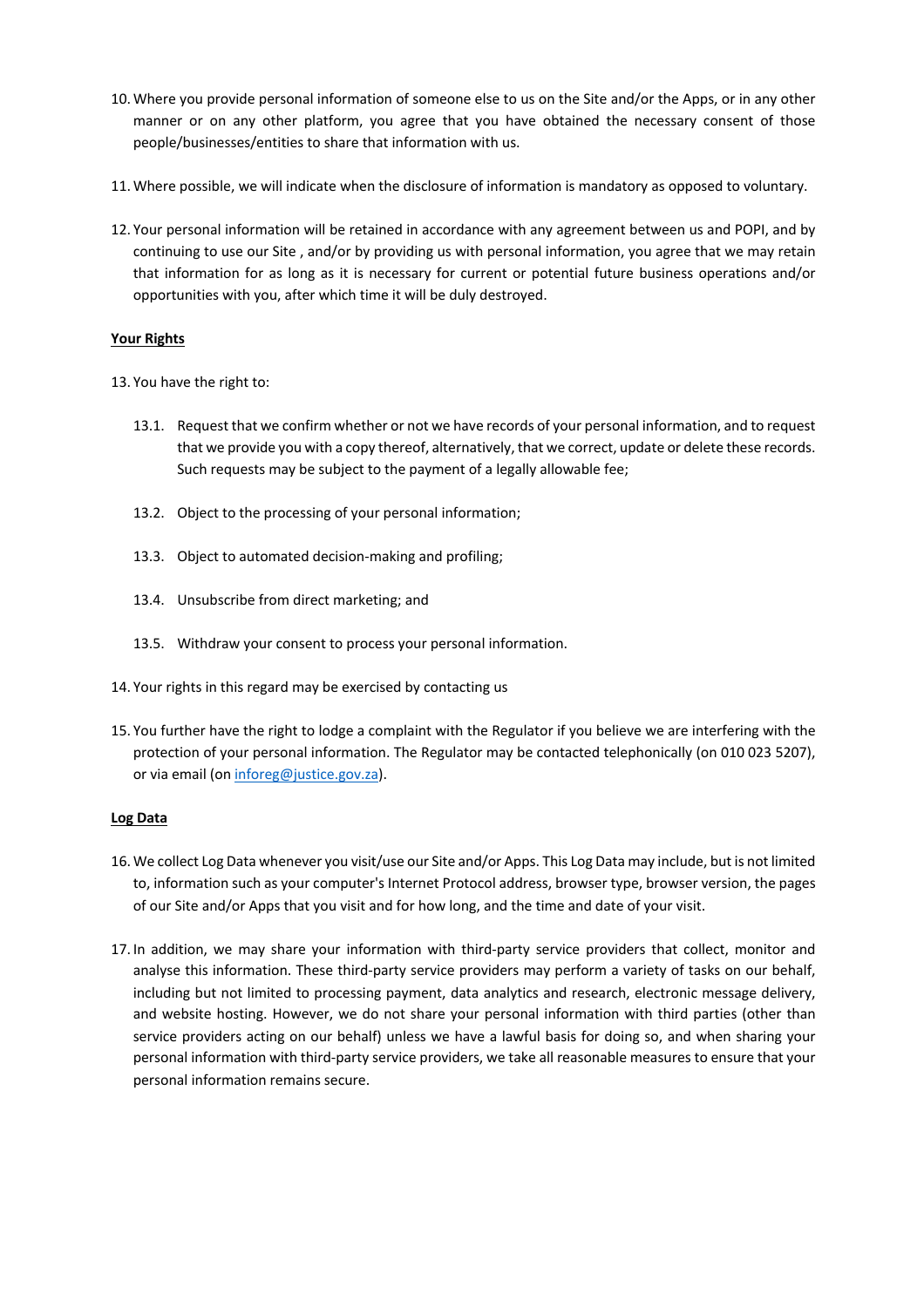10. Where you provide personal information of someone else to us on the Site and/or the Apps, or in any other manner or on any other platform, you agree that you have obtained the necessary consent of those people/businesses/entities to share that information with us.

11. Where possible, we will indicate when the disclosure of information is mandatory as opposed to voluntary.

12. Your personal information will be retained in accordance with any agreement between us and POPI, and by continuing to use our Site , and/or by providing us with personal information, you agree that we may retain that information for as long as it is necessary for current or potential future business operations and/or opportunities with you, after which time it will be duly destroyed.

**Your Rights**

13. You have the right to:

    13.1. Request that we confirm whether or not we have records of your personal information, and to request that we provide you with a copy thereof, alternatively, that we correct, update or delete these records. Such requests may be subject to the payment of a legally allowable fee;

    13.2. Object to the processing of your personal information;

    13.3. Object to automated decision-making and profiling;

    13.4. Unsubscribe from direct marketing; and

    13.5. Withdraw your consent to process your personal information.

14. Your rights in this regard may be exercised by contacting us

15. You further have the right to lodge a complaint with the Regulator if you believe we are interfering with the protection of your personal information. The Regulator may be contacted telephonically (on 010 023 5207), or via email (on inforeg@justice.gov.za).

**Log Data**

16. We collect Log Data whenever you visit/use our Site and/or Apps. This Log Data may include, but is not limited to, information such as your computer's Internet Protocol address, browser type, browser version, the pages of our Site and/or Apps that you visit and for how long, and the time and date of your visit.

17. In addition, we may share your information with third-party service providers that collect, monitor and analyse this information. These third-party service providers may perform a variety of tasks on our behalf, including but not limited to processing payment, data analytics and research, electronic message delivery, and website hosting. However, we do not share your personal information with third parties (other than service providers acting on our behalf) unless we have a lawful basis for doing so, and when sharing your personal information with third-party service providers, we take all reasonable measures to ensure that your personal information remains secure.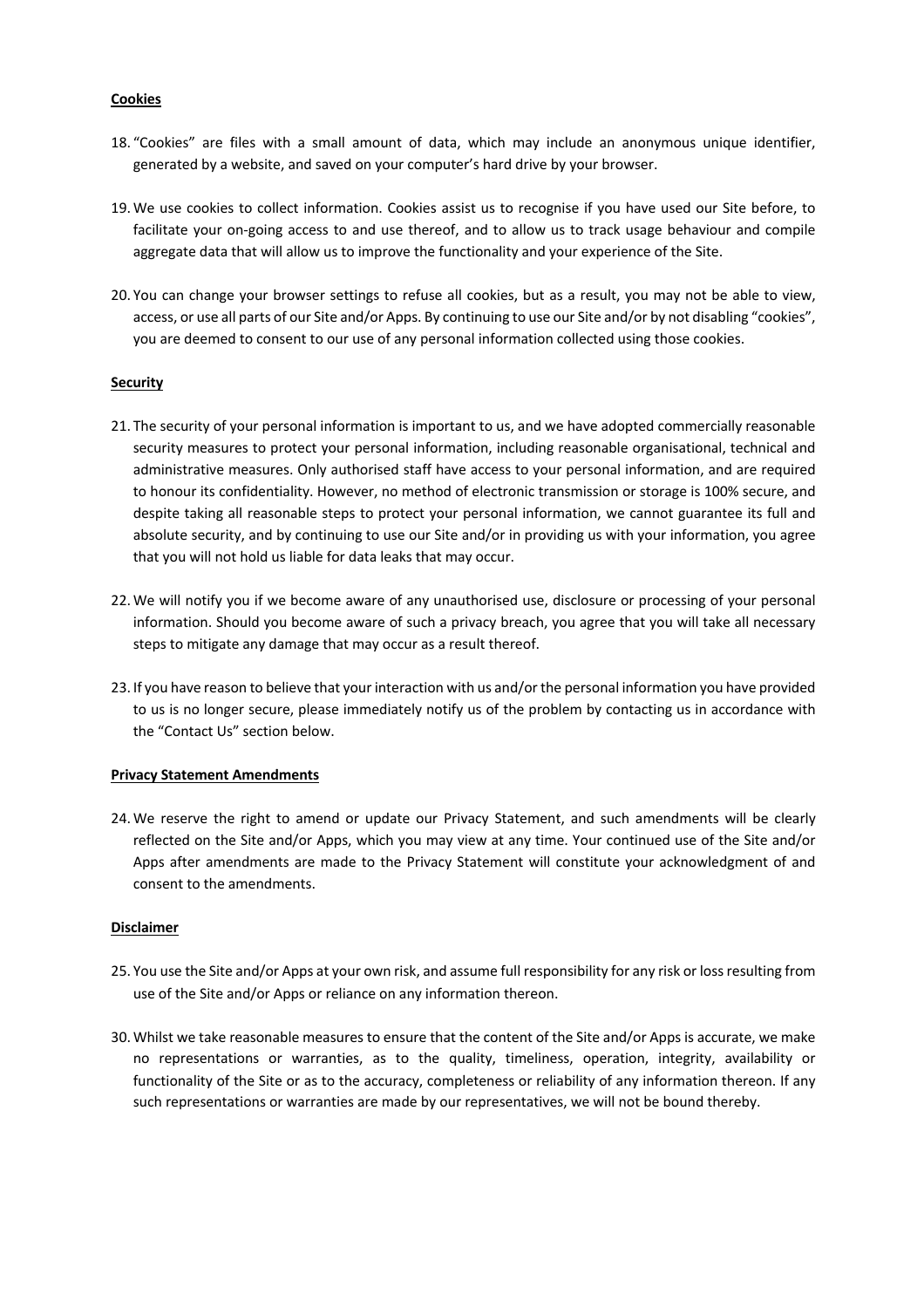**Cookies**

18. "Cookies" are files with a small amount of data, which may include an anonymous unique identifier, generated by a website, and saved on your computer's hard drive by your browser.

19. We use cookies to collect information. Cookies assist us to recognise if you have used our Site before, to facilitate your on-going access to and use thereof, and to allow us to track usage behaviour and compile aggregate data that will allow us to improve the functionality and your experience of the Site.

20. You can change your browser settings to refuse all cookies, but as a result, you may not be able to view, access, or use all parts of our Site and/or Apps. By continuing to use our Site and/or by not disabling "cookies", you are deemed to consent to our use of any personal information collected using those cookies.

**Security**

21. The security of your personal information is important to us, and we have adopted commercially reasonable security measures to protect your personal information, including reasonable organisational, technical and administrative measures. Only authorised staff have access to your personal information, and are required to honour its confidentiality. However, no method of electronic transmission or storage is 100% secure, and despite taking all reasonable steps to protect your personal information, we cannot guarantee its full and absolute security, and by continuing to use our Site and/or in providing us with your information, you agree that you will not hold us liable for data leaks that may occur.

22. We will notify you if we become aware of any unauthorised use, disclosure or processing of your personal information. Should you become aware of such a privacy breach, you agree that you will take all necessary steps to mitigate any damage that may occur as a result thereof.

23. If you have reason to believe that your interaction with us and/or the personal information you have provided to us is no longer secure, please immediately notify us of the problem by contacting us in accordance with the "Contact Us" section below.

**Privacy Statement Amendments**

24. We reserve the right to amend or update our Privacy Statement, and such amendments will be clearly reflected on the Site and/or Apps, which you may view at any time. Your continued use of the Site and/or Apps after amendments are made to the Privacy Statement will constitute your acknowledgment of and consent to the amendments.

**Disclaimer**

25. You use the Site and/or Apps at your own risk, and assume full responsibility for any risk or loss resulting from use of the Site and/or Apps or reliance on any information thereon.

30. Whilst we take reasonable measures to ensure that the content of the Site and/or Apps is accurate, we make no representations or warranties, as to the quality, timeliness, operation, integrity, availability or functionality of the Site or as to the accuracy, completeness or reliability of any information thereon. If any such representations or warranties are made by our representatives, we will not be bound thereby.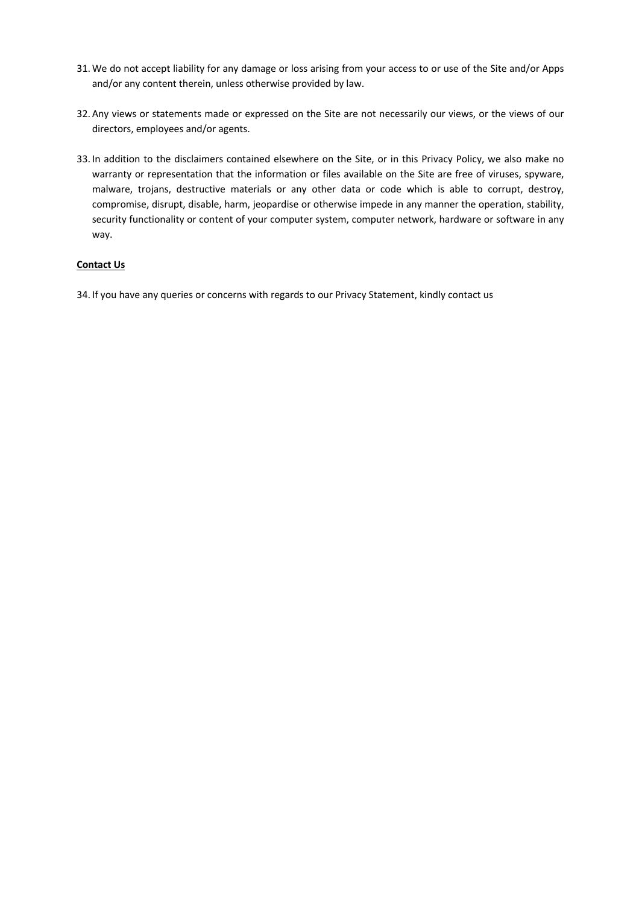31. We do not accept liability for any damage or loss arising from your access to or use of the Site and/or Apps and/or any content therein, unless otherwise provided by law.

32. Any views or statements made or expressed on the Site are not necessarily our views, or the views of our directors, employees and/or agents.

33. In addition to the disclaimers contained elsewhere on the Site, or in this Privacy Policy, we also make no warranty or representation that the information or files available on the Site are free of viruses, spyware, malware, trojans, destructive materials or any other data or code which is able to corrupt, destroy, compromise, disrupt, disable, harm, jeopardise or otherwise impede in any manner the operation, stability, security functionality or content of your computer system, computer network, hardware or software in any way.

**Contact Us**

34. If you have any queries or concerns with regards to our Privacy Statement, kindly contact us